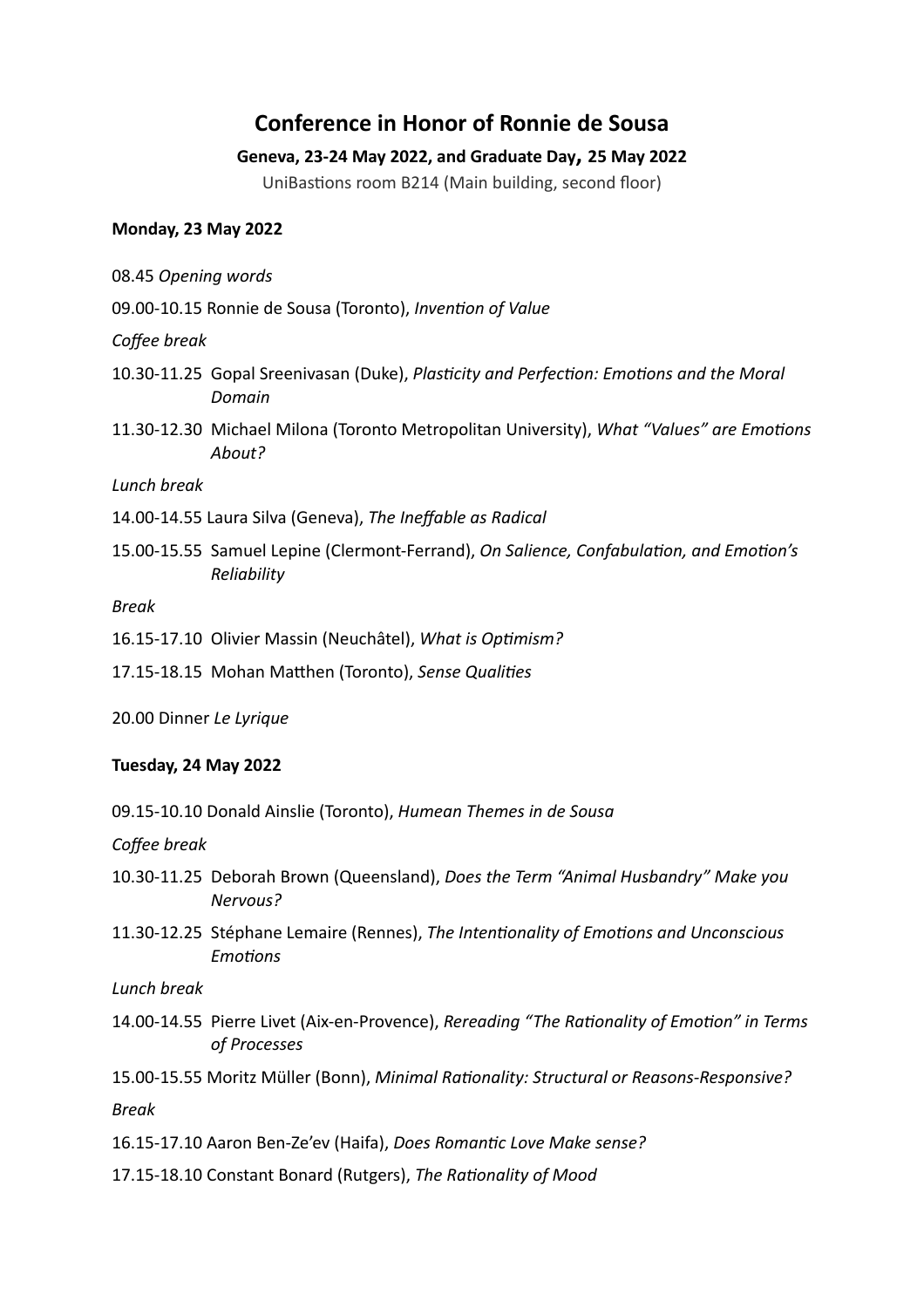# Conference in Honor of Ronnie de Sousa

**Geneva, 23-24 May 2022, and Graduate Day, 25 May 2022**

UniBastions room B214 (Main building, second floor)

**Monday, 23 May 2022**

08.45 *Opening words*

09.00-10.15 Ronnie de Sousa (Toronto), *Invention of Value*

*Coffee break*

10.30-11.25 Gopal Sreenivasan (Duke), *Plasticity and Perfection: Emotions and the Moral Domain*

11.30-12.30 Michael Milona (Toronto Metropolitan University), *What "Values" are Emotions About?*

*Lunch break*

14.00-14.55 Laura Silva (Geneva), *The Ineffable as Radical*

15.00-15.55 Samuel Lepine (Clermont-Ferrand), *On Salience, Confabulation, and Emotion's Reliability*

*Break*

16.15-17.10 Olivier Massin (Neuchâtel), *What is Optimism?*

17.15-18.15 Mohan Matthen (Toronto), *Sense Qualities*

20.00 Dinner *Le Lyrique*

**Tuesday, 24 May 2022**

09.15-10.10 Donald Ainslie (Toronto), *Humean Themes in de Sousa*

*Coffee break*

10.30-11.25 Deborah Brown (Queensland), *Does the Term "Animal Husbandry" Make you Nervous?*

11.30-12.25 Stéphane Lemaire (Rennes), *The Intentionality of Emotions and Unconscious Emotions*

*Lunch break*

14.00-14.55 Pierre Livet (Aix-en-Provence), *Rereading "The Rationality of Emotion" in Terms of Processes*

15.00-15.55 Moritz Müller (Bonn), *Minimal Rationality: Structural or Reasons-Responsive?*

*Break*

16.15-17.10 Aaron Ben-Ze'ev (Haifa), *Does Romantic Love Make sense?*

17.15-18.10 Constant Bonard (Rutgers), *The Rationality of Mood*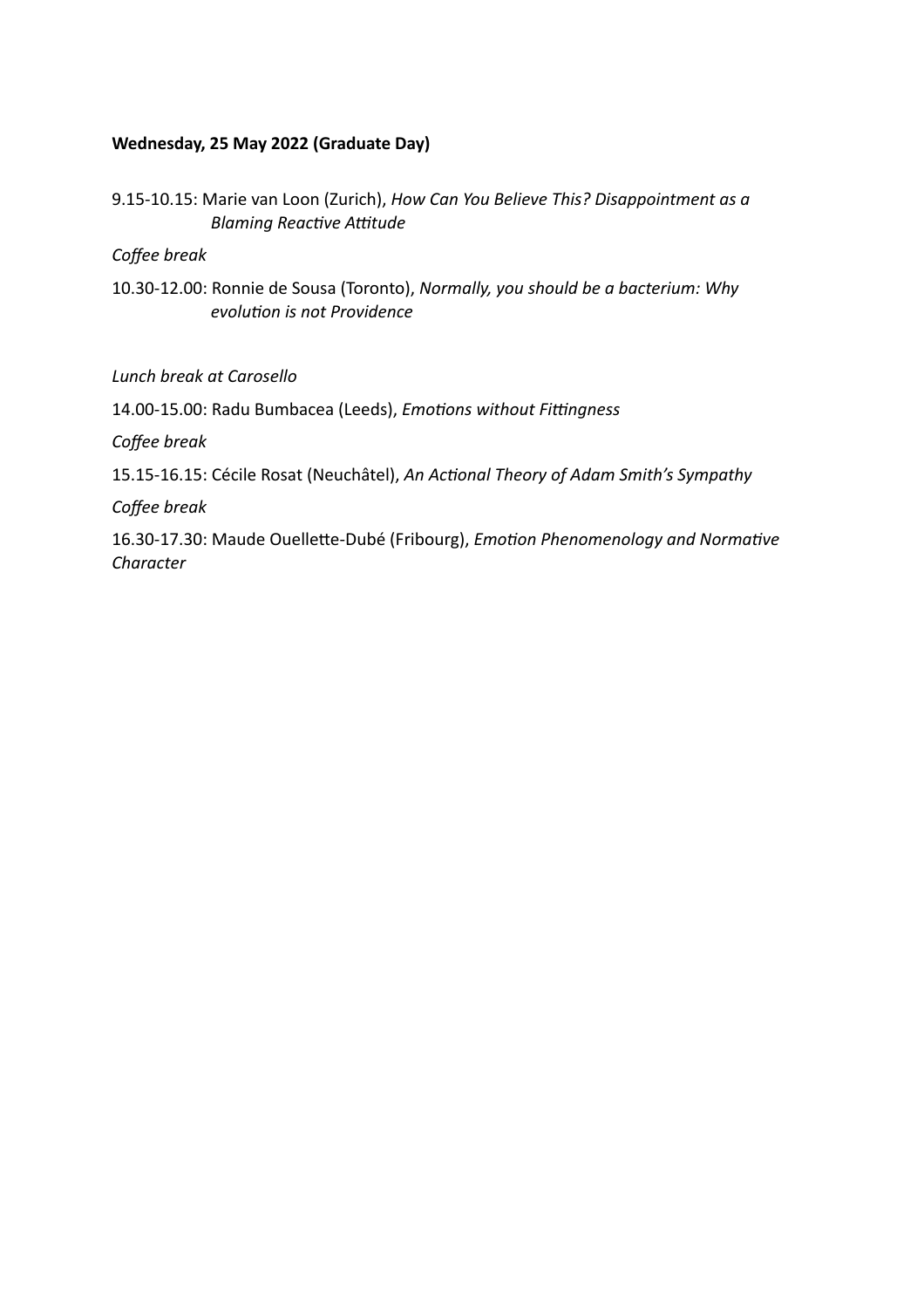**Wednesday, 25 May 2022 (Graduate Day)**

9.15-10.15: Marie van Loon (Zurich), *How Can You Believe This? Disappointment as a Blaming Reactive Attitude*

*Coffee break*

10.30-12.00: Ronnie de Sousa (Toronto), *Normally, you should be a bacterium: Why evolution is not Providence*

*Lunch break at Carosello*

14.00-15.00: Radu Bumbacea (Leeds), *Emotions without Fittingness*

*Coffee break*

15.15-16.15: Cécile Rosat (Neuchâtel), *An Actional Theory of Adam Smith's Sympathy*

*Coffee break*

16.30-17.30: Maude Ouellette-Dubé (Fribourg), *Emotion Phenomenology and Normative Character*